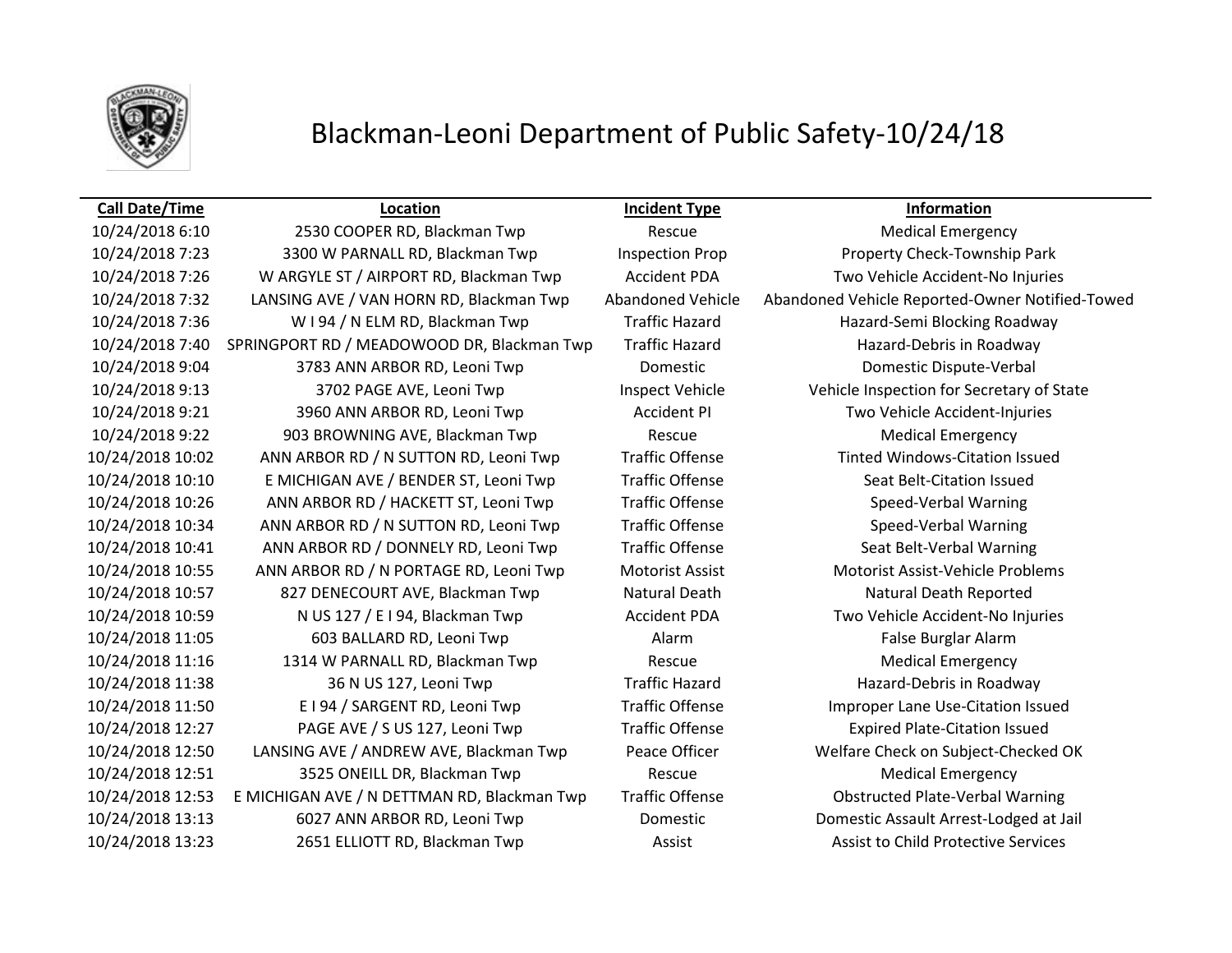# Blackman-Leoni Department of Public Safety-10/24/18

| Call Date/Time | Location | Incident Type | Information |
|---|---|---|---|
| 10/24/2018 6:10 | 2530 COOPER RD, Blackman Twp | Rescue | Medical Emergency |
| 10/24/2018 7:23 | 3300 W PARNALL RD, Blackman Twp | Inspection Prop | Property Check-Township Park |
| 10/24/2018 7:26 | W ARGYLE ST / AIRPORT RD, Blackman Twp | Accident PDA | Two Vehicle Accident-No Injuries |
| 10/24/2018 7:32 | LANSING AVE / VAN HORN RD, Blackman Twp | Abandoned Vehicle | Abandoned Vehicle Reported-Owner Notified-Towed |
| 10/24/2018 7:36 | W I 94 / N ELM RD, Blackman Twp | Traffic Hazard | Hazard-Semi Blocking Roadway |
| 10/24/2018 7:40 | SPRINGPORT RD / MEADOWOOD DR, Blackman Twp | Traffic Hazard | Hazard-Debris in Roadway |
| 10/24/2018 9:04 | 3783 ANN ARBOR RD, Leoni Twp | Domestic | Domestic Dispute-Verbal |
| 10/24/2018 9:13 | 3702 PAGE AVE, Leoni Twp | Inspect Vehicle | Vehicle Inspection for Secretary of State |
| 10/24/2018 9:21 | 3960 ANN ARBOR RD, Leoni Twp | Accident PI | Two Vehicle Accident-Injuries |
| 10/24/2018 9:22 | 903 BROWNING AVE, Blackman Twp | Rescue | Medical Emergency |
| 10/24/2018 10:02 | ANN ARBOR RD / N SUTTON RD, Leoni Twp | Traffic Offense | Tinted Windows-Citation Issued |
| 10/24/2018 10:10 | E MICHIGAN AVE / BENDER ST, Leoni Twp | Traffic Offense | Seat Belt-Citation Issued |
| 10/24/2018 10:26 | ANN ARBOR RD / HACKETT ST, Leoni Twp | Traffic Offense | Speed-Verbal Warning |
| 10/24/2018 10:34 | ANN ARBOR RD / N SUTTON RD, Leoni Twp | Traffic Offense | Speed-Verbal Warning |
| 10/24/2018 10:41 | ANN ARBOR RD / DONNELY RD, Leoni Twp | Traffic Offense | Seat Belt-Verbal Warning |
| 10/24/2018 10:55 | ANN ARBOR RD / N PORTAGE RD, Leoni Twp | Motorist Assist | Motorist Assist-Vehicle Problems |
| 10/24/2018 10:57 | 827 DENECOURT AVE, Blackman Twp | Natural Death | Natural Death Reported |
| 10/24/2018 10:59 | N US 127 / E I 94, Blackman Twp | Accident PDA | Two Vehicle Accident-No Injuries |
| 10/24/2018 11:05 | 603 BALLARD RD, Leoni Twp | Alarm | False Burglar Alarm |
| 10/24/2018 11:16 | 1314 W PARNALL RD, Blackman Twp | Rescue | Medical Emergency |
| 10/24/2018 11:38 | 36 N US 127, Leoni Twp | Traffic Hazard | Hazard-Debris in Roadway |
| 10/24/2018 11:50 | E I 94 / SARGENT RD, Leoni Twp | Traffic Offense | Improper Lane Use-Citation Issued |
| 10/24/2018 12:27 | PAGE AVE / S US 127, Leoni Twp | Traffic Offense | Expired Plate-Citation Issued |
| 10/24/2018 12:50 | LANSING AVE / ANDREW AVE, Blackman Twp | Peace Officer | Welfare Check on Subject-Checked OK |
| 10/24/2018 12:51 | 3525 ONEILL DR, Blackman Twp | Rescue | Medical Emergency |
| 10/24/2018 12:53 | E MICHIGAN AVE / N DETTMAN RD, Blackman Twp | Traffic Offense | Obstructed Plate-Verbal Warning |
| 10/24/2018 13:13 | 6027 ANN ARBOR RD, Leoni Twp | Domestic | Domestic Assault Arrest-Lodged at Jail |
| 10/24/2018 13:23 | 2651 ELLIOTT RD, Blackman Twp | Assist | Assist to Child Protective Services |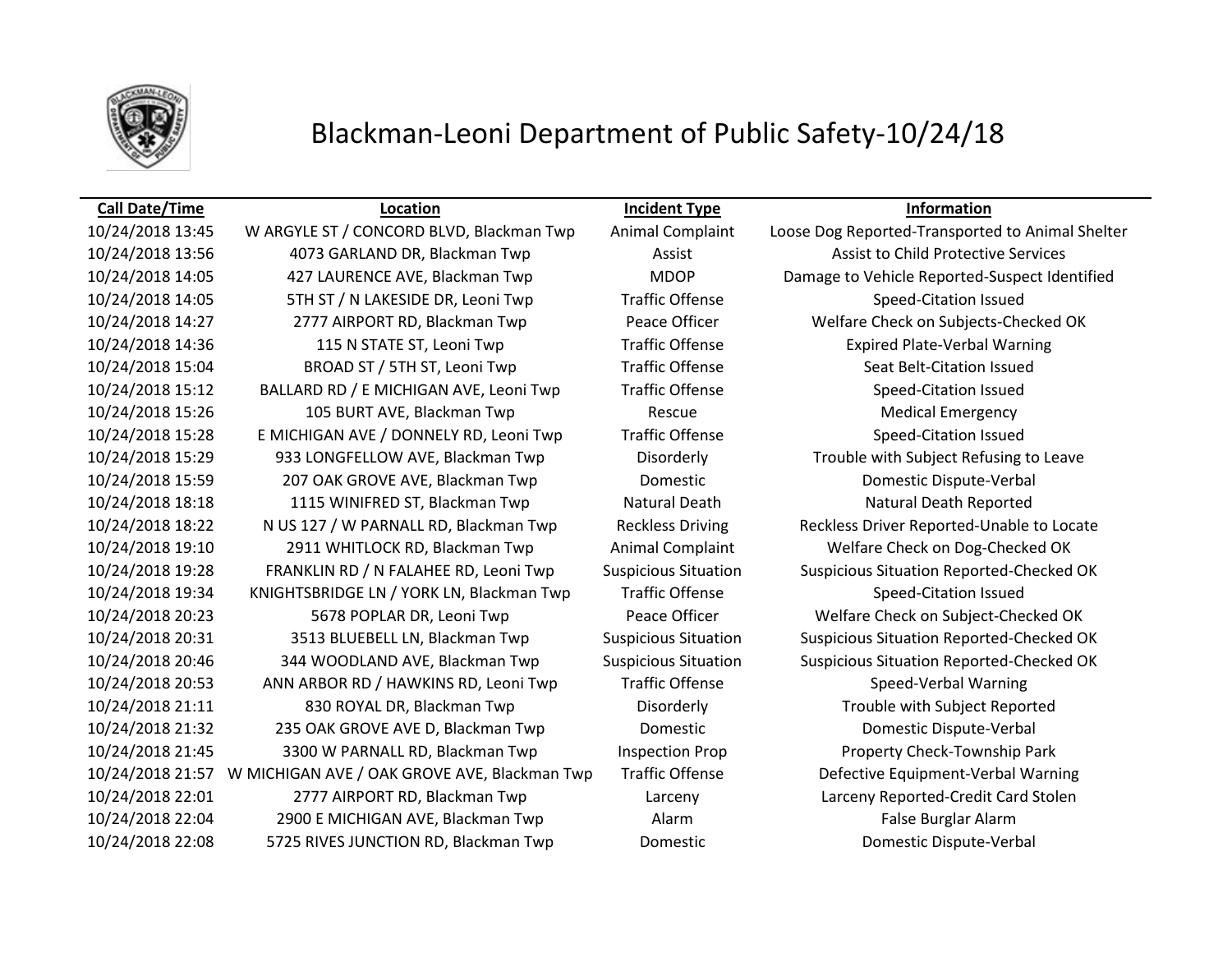# Blackman-Leoni Department of Public Safety-10/24/18

| Call Date/Time | Location | Incident Type | Information |
|---|---|---|---|
| 10/24/2018 13:45 | W ARGYLE ST / CONCORD BLVD, Blackman Twp | Animal Complaint | Loose Dog Reported-Transported to Animal Shelter |
| 10/24/2018 13:56 | 4073 GARLAND DR, Blackman Twp | Assist | Assist to Child Protective Services |
| 10/24/2018 14:05 | 427 LAURENCE AVE, Blackman Twp | MDOP | Damage to Vehicle Reported-Suspect Identified |
| 10/24/2018 14:05 | 5TH ST / N LAKESIDE DR, Leoni Twp | Traffic Offense | Speed-Citation Issued |
| 10/24/2018 14:27 | 2777 AIRPORT RD, Blackman Twp | Peace Officer | Welfare Check on Subjects-Checked OK |
| 10/24/2018 14:36 | 115 N STATE ST, Leoni Twp | Traffic Offense | Expired Plate-Verbal Warning |
| 10/24/2018 15:04 | BROAD ST / 5TH ST, Leoni Twp | Traffic Offense | Seat Belt-Citation Issued |
| 10/24/2018 15:12 | BALLARD RD / E MICHIGAN AVE, Leoni Twp | Traffic Offense | Speed-Citation Issued |
| 10/24/2018 15:26 | 105 BURT AVE, Blackman Twp | Rescue | Medical Emergency |
| 10/24/2018 15:28 | E MICHIGAN AVE / DONNELY RD, Leoni Twp | Traffic Offense | Speed-Citation Issued |
| 10/24/2018 15:29 | 933 LONGFELLOW AVE, Blackman Twp | Disorderly | Trouble with Subject Refusing to Leave |
| 10/24/2018 15:59 | 207 OAK GROVE AVE, Blackman Twp | Domestic | Domestic Dispute-Verbal |
| 10/24/2018 18:18 | 1115 WINIFRED ST, Blackman Twp | Natural Death | Natural Death Reported |
| 10/24/2018 18:22 | N US 127 / W PARNALL RD, Blackman Twp | Reckless Driving | Reckless Driver Reported-Unable to Locate |
| 10/24/2018 19:10 | 2911 WHITLOCK RD, Blackman Twp | Animal Complaint | Welfare Check on Dog-Checked OK |
| 10/24/2018 19:28 | FRANKLIN RD / N FALAHEE RD, Leoni Twp | Suspicious Situation | Suspicious Situation Reported-Checked OK |
| 10/24/2018 19:34 | KNIGHTSBRIDGE LN / YORK LN, Blackman Twp | Traffic Offense | Speed-Citation Issued |
| 10/24/2018 20:23 | 5678 POPLAR DR, Leoni Twp | Peace Officer | Welfare Check on Subject-Checked OK |
| 10/24/2018 20:31 | 3513 BLUEBELL LN, Blackman Twp | Suspicious Situation | Suspicious Situation Reported-Checked OK |
| 10/24/2018 20:46 | 344 WOODLAND AVE, Blackman Twp | Suspicious Situation | Suspicious Situation Reported-Checked OK |
| 10/24/2018 20:53 | ANN ARBOR RD / HAWKINS RD, Leoni Twp | Traffic Offense | Speed-Verbal Warning |
| 10/24/2018 21:11 | 830 ROYAL DR, Blackman Twp | Disorderly | Trouble with Subject Reported |
| 10/24/2018 21:32 | 235 OAK GROVE AVE D, Blackman Twp | Domestic | Domestic Dispute-Verbal |
| 10/24/2018 21:45 | 3300 W PARNALL RD, Blackman Twp | Inspection Prop | Property Check-Township Park |
| 10/24/2018 21:57 | W MICHIGAN AVE / OAK GROVE AVE, Blackman Twp | Traffic Offense | Defective Equipment-Verbal Warning |
| 10/24/2018 22:01 | 2777 AIRPORT RD, Blackman Twp | Larceny | Larceny Reported-Credit Card Stolen |
| 10/24/2018 22:04 | 2900 E MICHIGAN AVE, Blackman Twp | Alarm | False Burglar Alarm |
| 10/24/2018 22:08 | 5725 RIVES JUNCTION RD, Blackman Twp | Domestic | Domestic Dispute-Verbal |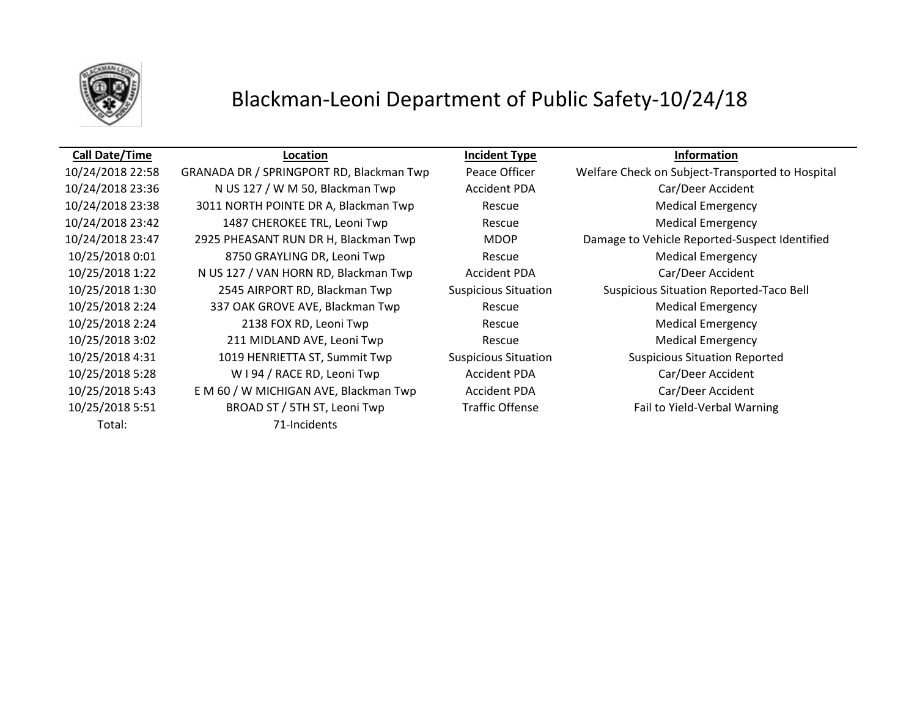# Blackman-Leoni Department of Public Safety-10/24/18

| Call Date/Time | Location | Incident Type | Information |
|---|---|---|---|
| 10/24/2018 22:58 | GRANADA DR / SPRINGPORT RD, Blackman Twp | Peace Officer | Welfare Check on Subject-Transported to Hospital |
| 10/24/2018 23:36 | N US 127 / W M 50, Blackman Twp | Accident PDA | Car/Deer Accident |
| 10/24/2018 23:38 | 3011 NORTH POINTE DR A, Blackman Twp | Rescue | Medical Emergency |
| 10/24/2018 23:42 | 1487 CHEROKEE TRL, Leoni Twp | Rescue | Medical Emergency |
| 10/24/2018 23:47 | 2925 PHEASANT RUN DR H, Blackman Twp | MDOP | Damage to Vehicle Reported-Suspect Identified |
| 10/25/2018 0:01 | 8750 GRAYLING DR, Leoni Twp | Rescue | Medical Emergency |
| 10/25/2018 1:22 | N US 127 / VAN HORN RD, Blackman Twp | Accident PDA | Car/Deer Accident |
| 10/25/2018 1:30 | 2545 AIRPORT RD, Blackman Twp | Suspicious Situation | Suspicious Situation Reported-Taco Bell |
| 10/25/2018 2:24 | 337 OAK GROVE AVE, Blackman Twp | Rescue | Medical Emergency |
| 10/25/2018 2:24 | 2138 FOX RD, Leoni Twp | Rescue | Medical Emergency |
| 10/25/2018 3:02 | 211 MIDLAND AVE, Leoni Twp | Rescue | Medical Emergency |
| 10/25/2018 4:31 | 1019 HENRIETTA ST, Summit Twp | Suspicious Situation | Suspicious Situation Reported |
| 10/25/2018 5:28 | W I 94 / RACE RD, Leoni Twp | Accident PDA | Car/Deer Accident |
| 10/25/2018 5:43 | E M 60 / W MICHIGAN AVE, Blackman Twp | Accident PDA | Car/Deer Accident |
| 10/25/2018 5:51 | BROAD ST / 5TH ST, Leoni Twp | Traffic Offense | Fail to Yield-Verbal Warning |
| Total: | 71-Incidents | | |